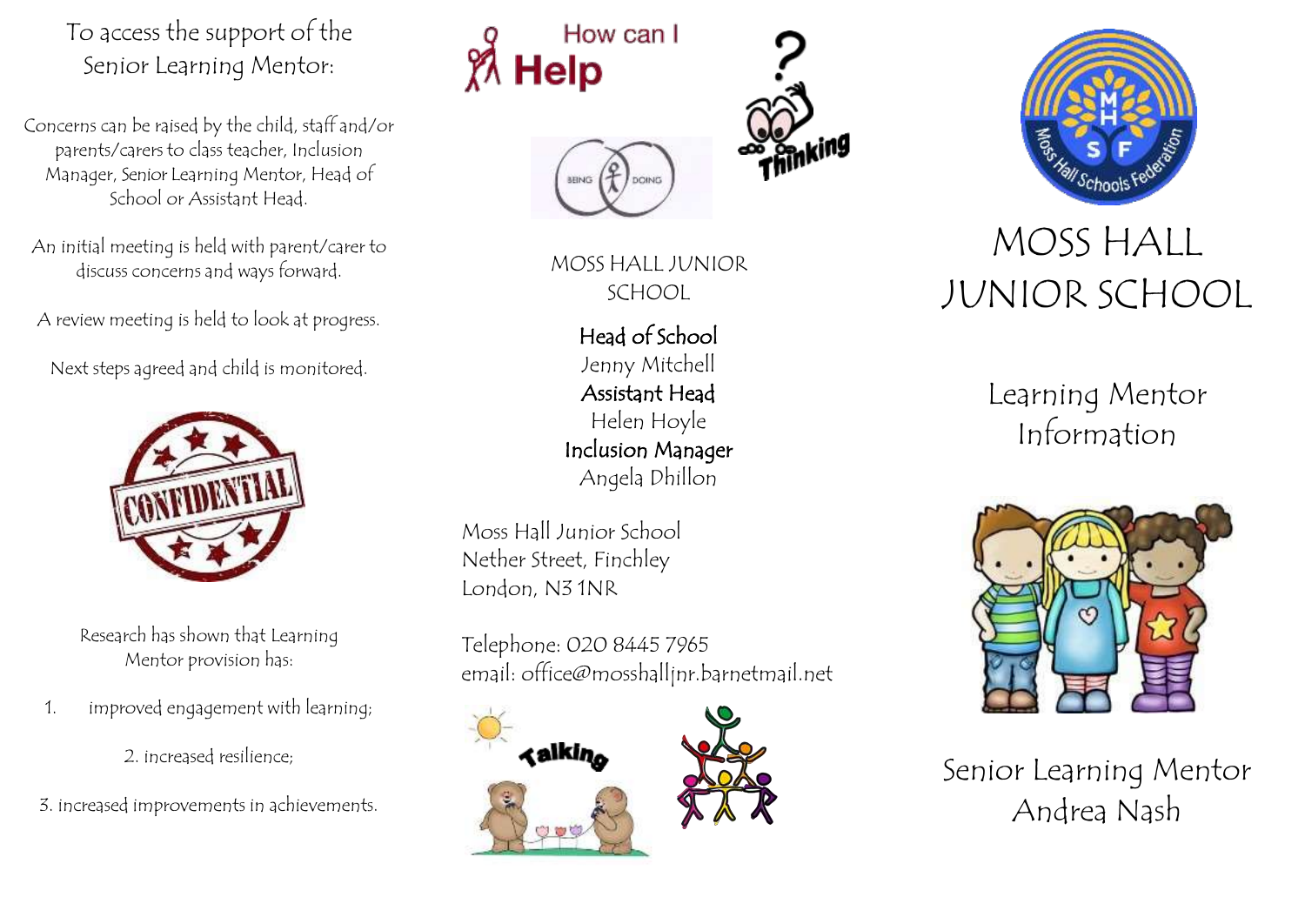To access the support of the Senior Learning Mentor:

Concerns can be raised by the child, staff and/or parents/carers to class teacher, Inclusion Manager, Senior Learning Mentor, Head of School or Assistant Head.

An initial meeting is held with parent/carer to discuss concerns and ways forward.

A review meeting is held to look at progress.

Next steps agreed and child is monitored.

Research has shown that Learning Mentor provision has:

1. improved engagement with learning;
2. increased resilience;
3. increased improvements in achievements.

How can I Help

MOSS HALL JUNIOR SCHOOL

**Head of School**
Jenny Mitchell

**Assistant Head**
Helen Hoyle

**Inclusion Manager**
Angela Dhillon

Moss Hall Junior School
Nether Street, Finchley
London, N3 1NR

Telephone: 020 8445 7965
email: office@mosshalljnr.barnetmail.net

# MOSS HALL JUNIOR SCHOOL

## Learning Mentor Information

Senior Learning Mentor
Andrea Nash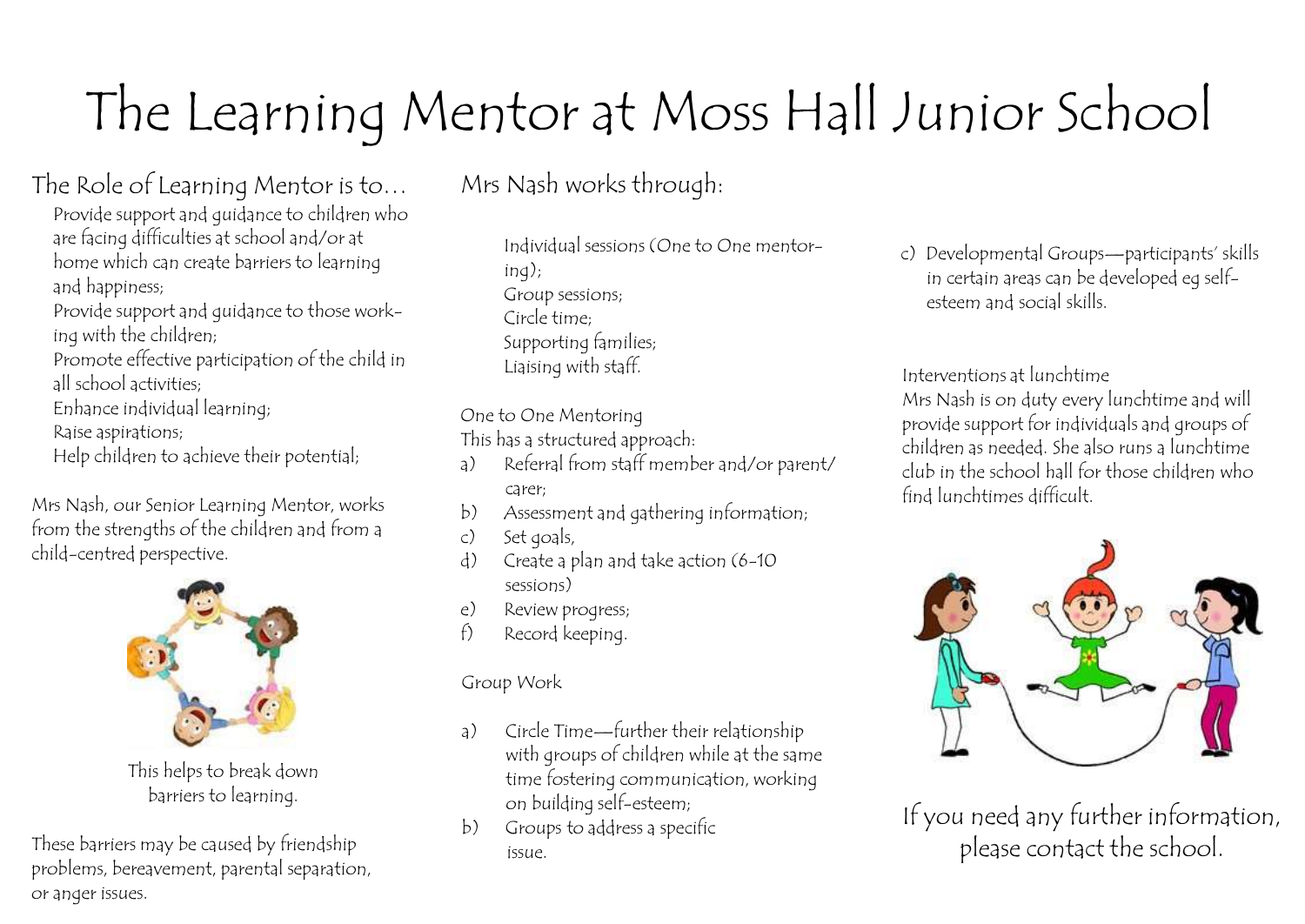# The Learning Mentor at Moss Hall Junior School

## The Role of Learning Mentor is to…

- Provide support and guidance to children who are facing difficulties at school and/or at home which can create barriers to learning and happiness;
- Provide support and guidance to those working with the children;
- Promote effective participation of the child in all school activities;
- Enhance individual learning;
- Raise aspirations;
- Help children to achieve their potential;

Mrs Nash, our Senior Learning Mentor, works from the strengths of the children and from a child-centred perspective.

This helps to break down barriers to learning.

These barriers may be caused by friendship problems, bereavement, parental separation, or anger issues.

## Mrs Nash works through:

- Individual sessions (One to One mentoring);
- Group sessions;
- Circle time;
- Supporting families;
- Liaising with staff.

One to One Mentoring

This has a structured approach:

a) Referral from staff member and/or parent/carer;

b) Assessment and gathering information;

c) Set goals,

d) Create a plan and take action (6-10 sessions)

e) Review progress;

f) Record keeping.

Group Work

a) Circle Time—further their relationship with groups of children while at the same time fostering communication, working on building self-esteem;

b) Groups to address a specific issue.

c) Developmental Groups—participants' skills in certain areas can be developed eg self-esteem and social skills.

Interventions at lunchtime

Mrs Nash is on duty every lunchtime and will provide support for individuals and groups of children as needed. She also runs a lunchtime club in the school hall for those children who find lunchtimes difficult.

If you need any further information, please contact the school.